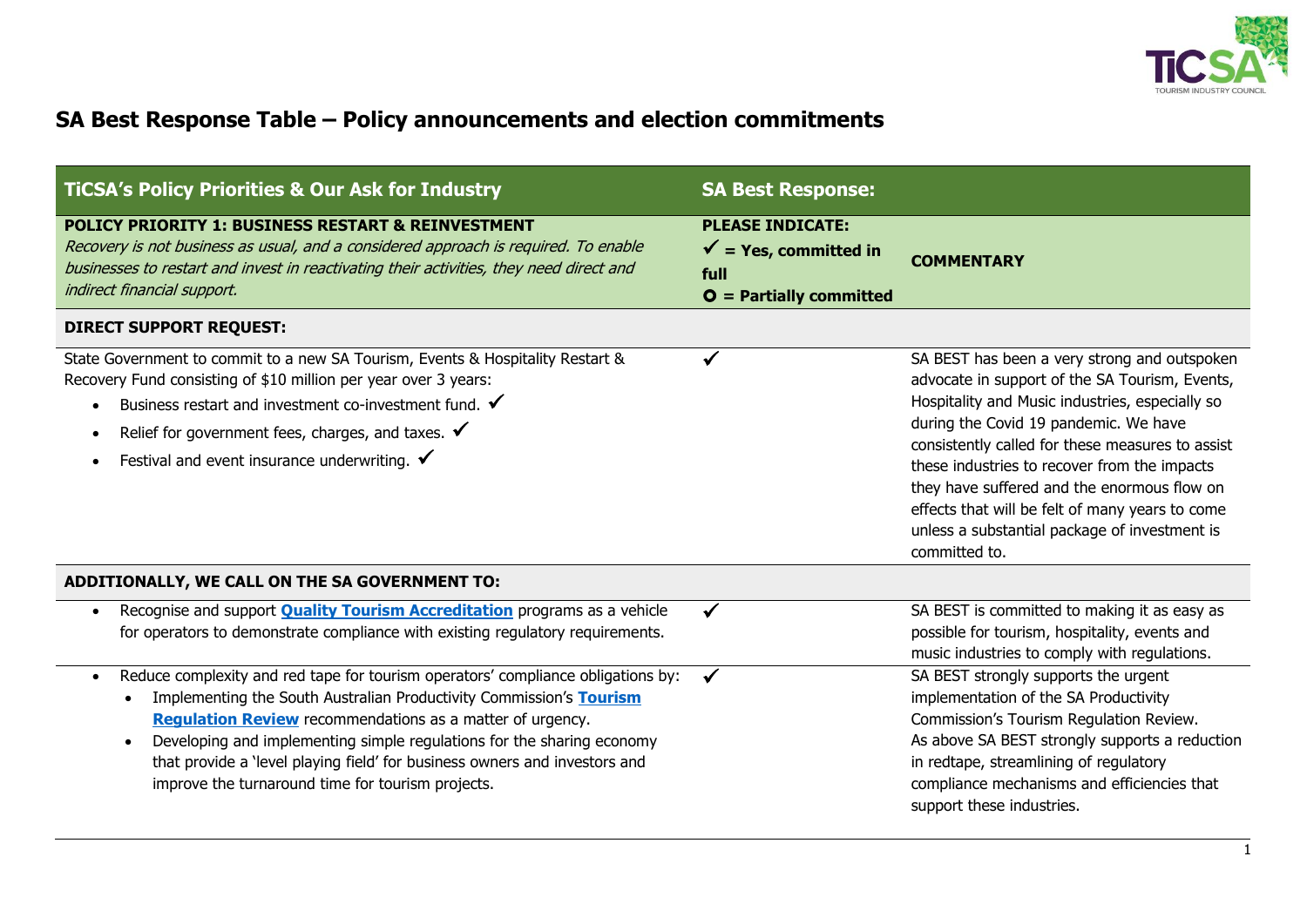# SA Best Response Table – Policy announcements and election commitments

| TiCSA's Policy Priorities & Our Ask for Industry | SA Best Response: | |
|---|---|---|
| **POLICY PRIORITY 1: BUSINESS RESTART & REINVESTMENT** *Recovery is not business as usual, and a considered approach is required. To enable businesses to restart and invest in reactivating their activities, they need direct and indirect financial support.* | **PLEASE INDICATE:** **✓ = Yes, committed in full** **O = Partially committed** | **COMMENTARY** |
| **DIRECT SUPPORT REQUEST:** | | |
| State Government to commit to a new SA Tourism, Events & Hospitality Restart & Recovery Fund consisting of $10 million per year over 3 years: <br>• Business restart and investment co-investment fund. ✓ <br>• Relief for government fees, charges, and taxes. ✓ <br>• Festival and event insurance underwriting. ✓ | ✓ | SA BEST has been a very strong and outspoken advocate in support of the SA Tourism, Events, Hospitality and Music industries, especially so during the Covid 19 pandemic. We have consistently called for these measures to assist these industries to recover from the impacts they have suffered and the enormous flow on effects that will be felt of many years to come unless a substantial package of investment is committed to. |
| **ADDITIONALLY, WE CALL ON THE SA GOVERNMENT TO:** | | |
| • Recognise and support **Quality Tourism Accreditation** programs as a vehicle for operators to demonstrate compliance with existing regulatory requirements. | ✓ | SA BEST is committed to making it as easy as possible for tourism, hospitality, events and music industries to comply with regulations. |
| • Reduce complexity and red tape for tourism operators' compliance obligations by: <br>• Implementing the South Australian Productivity Commission's **Tourism Regulation Review** recommendations as a matter of urgency. <br>• Developing and implementing simple regulations for the sharing economy that provide a 'level playing field' for business owners and investors and improve the turnaround time for tourism projects. | ✓ | SA BEST strongly supports the urgent implementation of the SA Productivity Commission's Tourism Regulation Review. As above SA BEST strongly supports a reduction in redtape, streamlining of regulatory compliance mechanisms and efficiencies that support these industries. |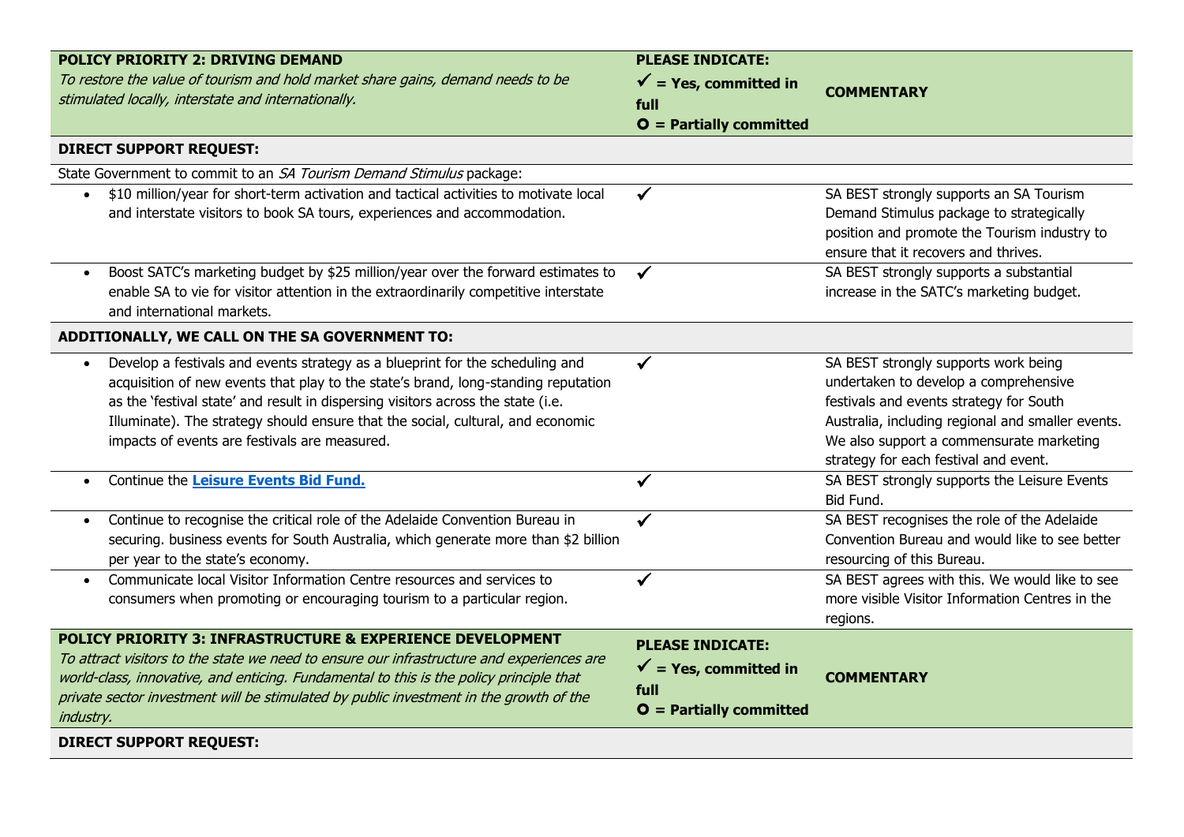| **POLICY PRIORITY 2: DRIVING DEMAND**<br>*To restore the value of tourism and hold market share gains, demand needs to be stimulated locally, interstate and internationally.* | **PLEASE INDICATE:**<br>**✓ = Yes, committed in full**<br>**O = Partially committed** | **COMMENTARY** |
|---|---|---|
| **DIRECT SUPPORT REQUEST:** | | |
| State Government to commit to an *SA Tourism Demand Stimulus* package: | | |
| • $10 million/year for short-term activation and tactical activities to motivate local and interstate visitors to book SA tours, experiences and accommodation. | ✓ | SA BEST strongly supports an SA Tourism Demand Stimulus package to strategically position and promote the Tourism industry to ensure that it recovers and thrives. |
| • Boost SATC's marketing budget by $25 million/year over the forward estimates to enable SA to vie for visitor attention in the extraordinarily competitive interstate and international markets. | ✓ | SA BEST strongly supports a substantial increase in the SATC's marketing budget. |
| **ADDITIONALLY, WE CALL ON THE SA GOVERNMENT TO:** | | |
| • Develop a festivals and events strategy as a blueprint for the scheduling and acquisition of new events that play to the state's brand, long-standing reputation as the 'festival state' and result in dispersing visitors across the state (i.e. Illuminate). The strategy should ensure that the social, cultural, and economic impacts of events are festivals are measured. | ✓ | SA BEST strongly supports work being undertaken to develop a comprehensive festivals and events strategy for South Australia, including regional and smaller events. We also support a commensurate marketing strategy for each festival and event. |
| • Continue the **Leisure Events Bid Fund.** | ✓ | SA BEST strongly supports the Leisure Events Bid Fund. |
| • Continue to recognise the critical role of the Adelaide Convention Bureau in securing. business events for South Australia, which generate more than $2 billion per year to the state's economy. | ✓ | SA BEST recognises the role of the Adelaide Convention Bureau and would like to see better resourcing of this Bureau. |
| • Communicate local Visitor Information Centre resources and services to consumers when promoting or encouraging tourism to a particular region. | ✓ | SA BEST agrees with this. We would like to see more visible Visitor Information Centres in the regions. |

| **POLICY PRIORITY 3: INFRASTRUCTURE & EXPERIENCE DEVELOPMENT**<br>*To attract visitors to the state we need to ensure our infrastructure and experiences are world-class, innovative, and enticing. Fundamental to this is the policy principle that private sector investment will be stimulated by public investment in the growth of the industry.* | **PLEASE INDICATE:**<br>**✓ = Yes, committed in full**<br>**O = Partially committed** | **COMMENTARY** |
|---|---|---|
| **DIRECT SUPPORT REQUEST:** | | |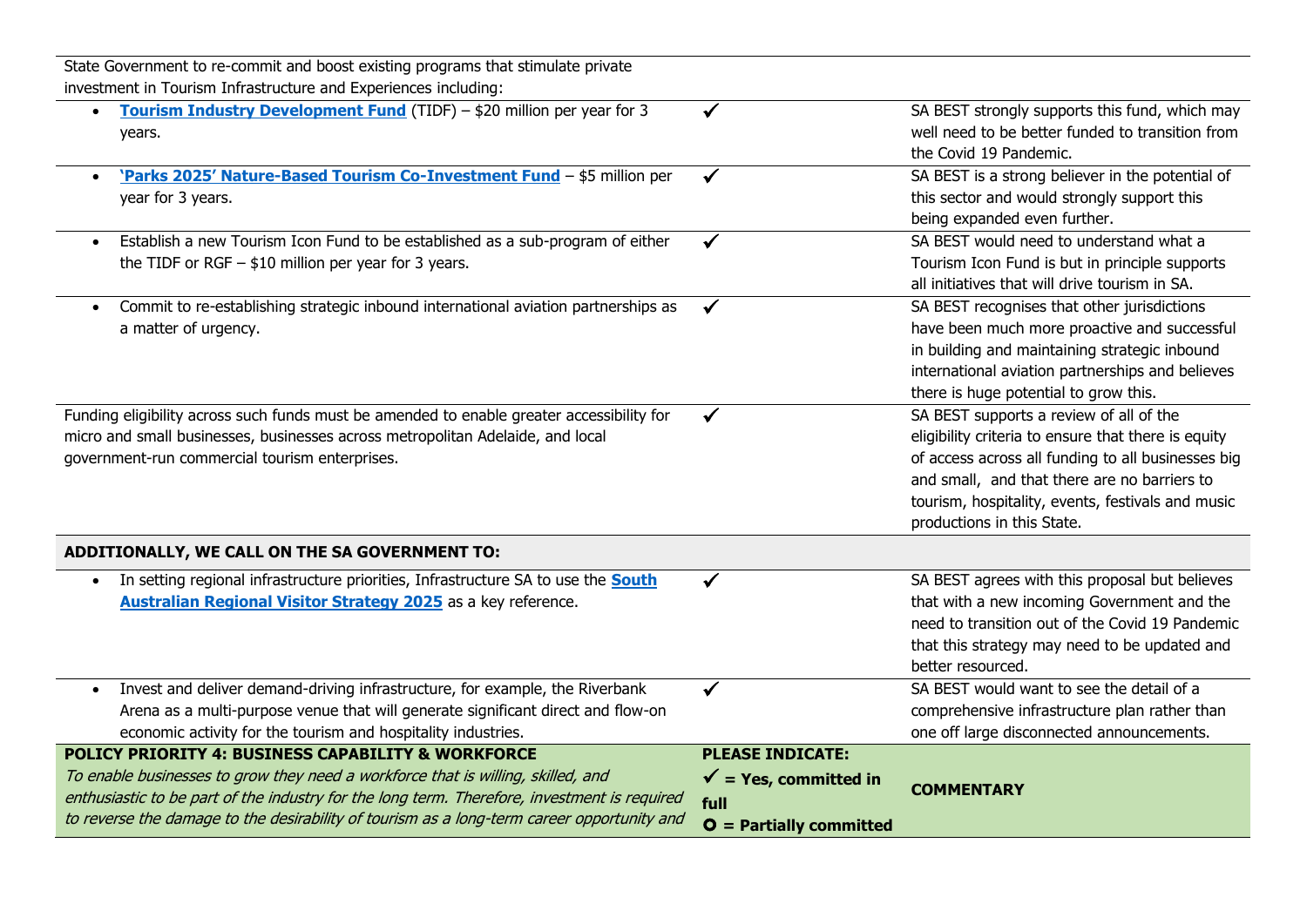| State Government to re-commit and boost existing programs that stimulate private investment in Tourism Infrastructure and Experiences including: | | |
|---|---|---|
| • **Tourism Industry Development Fund** (TIDF) – $20 million per year for 3 years. | ✓ | SA BEST strongly supports this fund, which may well need to be better funded to transition from the Covid 19 Pandemic. |
| • **'Parks 2025' Nature-Based Tourism Co-Investment Fund** – $5 million per year for 3 years. | ✓ | SA BEST is a strong believer in the potential of this sector and would strongly support this being expanded even further. |
| • Establish a new Tourism Icon Fund to be established as a sub-program of either the TIDF or RGF – $10 million per year for 3 years. | ✓ | SA BEST would need to understand what a Tourism Icon Fund is but in principle supports all initiatives that will drive tourism in SA. |
| • Commit to re-establishing strategic inbound international aviation partnerships as a matter of urgency. | ✓ | SA BEST recognises that other jurisdictions have been much more proactive and successful in building and maintaining strategic inbound international aviation partnerships and believes there is huge potential to grow this. |
| Funding eligibility across such funds must be amended to enable greater accessibility for micro and small businesses, businesses across metropolitan Adelaide, and local government-run commercial tourism enterprises. | ✓ | SA BEST supports a review of all of the eligibility criteria to ensure that there is equity of access across all funding to all businesses big and small, and that there are no barriers to tourism, hospitality, events, festivals and music productions in this State. |
| **ADDITIONALLY, WE CALL ON THE SA GOVERNMENT TO:** | | |
| • In setting regional infrastructure priorities, Infrastructure SA to use the **South Australian Regional Visitor Strategy 2025** as a key reference. | ✓ | SA BEST agrees with this proposal but believes that with a new incoming Government and the need to transition out of the Covid 19 Pandemic that this strategy may need to be updated and better resourced. |
| • Invest and deliver demand-driving infrastructure, for example, the Riverbank Arena as a multi-purpose venue that will generate significant direct and flow-on economic activity for the tourism and hospitality industries. | ✓ | SA BEST would want to see the detail of a comprehensive infrastructure plan rather than one off large disconnected announcements. |
| **POLICY PRIORITY 4: BUSINESS CAPABILITY & WORKFORCE**<br>*To enable businesses to grow they need a workforce that is willing, skilled, and enthusiastic to be part of the industry for the long term. Therefore, investment is required to reverse the damage to the desirability of tourism as a long-term career opportunity and* | **PLEASE INDICATE:**<br>**✓ = Yes, committed in full**<br>**○ = Partially committed** | **COMMENTARY** |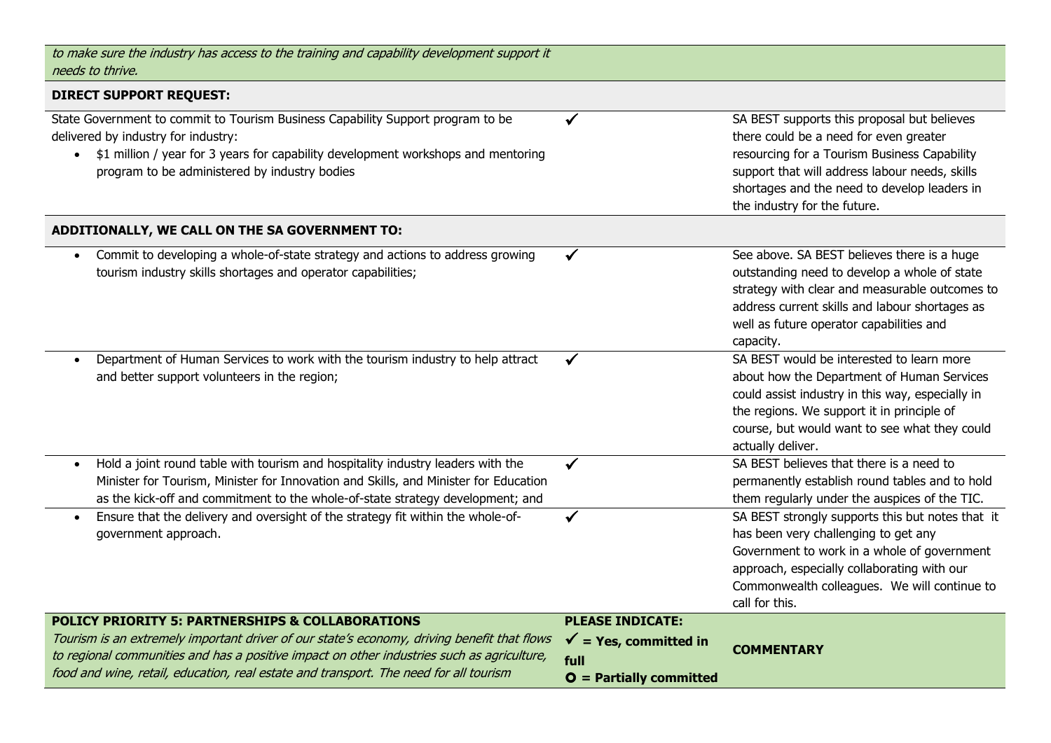| *to make sure the industry has access to the training and capability development support it needs to thrive.* | | |
|---|---|---|
| **DIRECT SUPPORT REQUEST:** | | |
| State Government to commit to Tourism Business Capability Support program to be delivered by industry for industry:<br>• $1 million / year for 3 years for capability development workshops and mentoring program to be administered by industry bodies | ✓ | SA BEST supports this proposal but believes there could be a need for even greater resourcing for a Tourism Business Capability support that will address labour needs, skills shortages and the need to develop leaders in the industry for the future. |
| **ADDITIONALLY, WE CALL ON THE SA GOVERNMENT TO:** | | |
| • Commit to developing a whole-of-state strategy and actions to address growing tourism industry skills shortages and operator capabilities; | ✓ | See above. SA BEST believes there is a huge outstanding need to develop a whole of state strategy with clear and measurable outcomes to address current skills and labour shortages as well as future operator capabilities and capacity. |
| • Department of Human Services to work with the tourism industry to help attract and better support volunteers in the region; | ✓ | SA BEST would be interested to learn more about how the Department of Human Services could assist industry in this way, especially in the regions. We support it in principle of course, but would want to see what they could actually deliver. |
| • Hold a joint round table with tourism and hospitality industry leaders with the Minister for Tourism, Minister for Innovation and Skills, and Minister for Education as the kick-off and commitment to the whole-of-state strategy development; and | ✓ | SA BEST believes that there is a need to permanently establish round tables and to hold them regularly under the auspices of the TIC. |
| • Ensure that the delivery and oversight of the strategy fit within the whole-of-government approach. | ✓ | SA BEST strongly supports this but notes that it has been very challenging to get any Government to work in a whole of government approach, especially collaborating with our Commonwealth colleagues. We will continue to call for this. |
| **POLICY PRIORITY 5: PARTNERSHIPS & COLLABORATIONS**<br>*Tourism is an extremely important driver of our state's economy, driving benefit that flows to regional communities and has a positive impact on other industries such as agriculture, food and wine, retail, education, real estate and transport. The need for all tourism* | **PLEASE INDICATE:**<br>**✓ = Yes, committed in full**<br>**O = Partially committed** | **COMMENTARY** |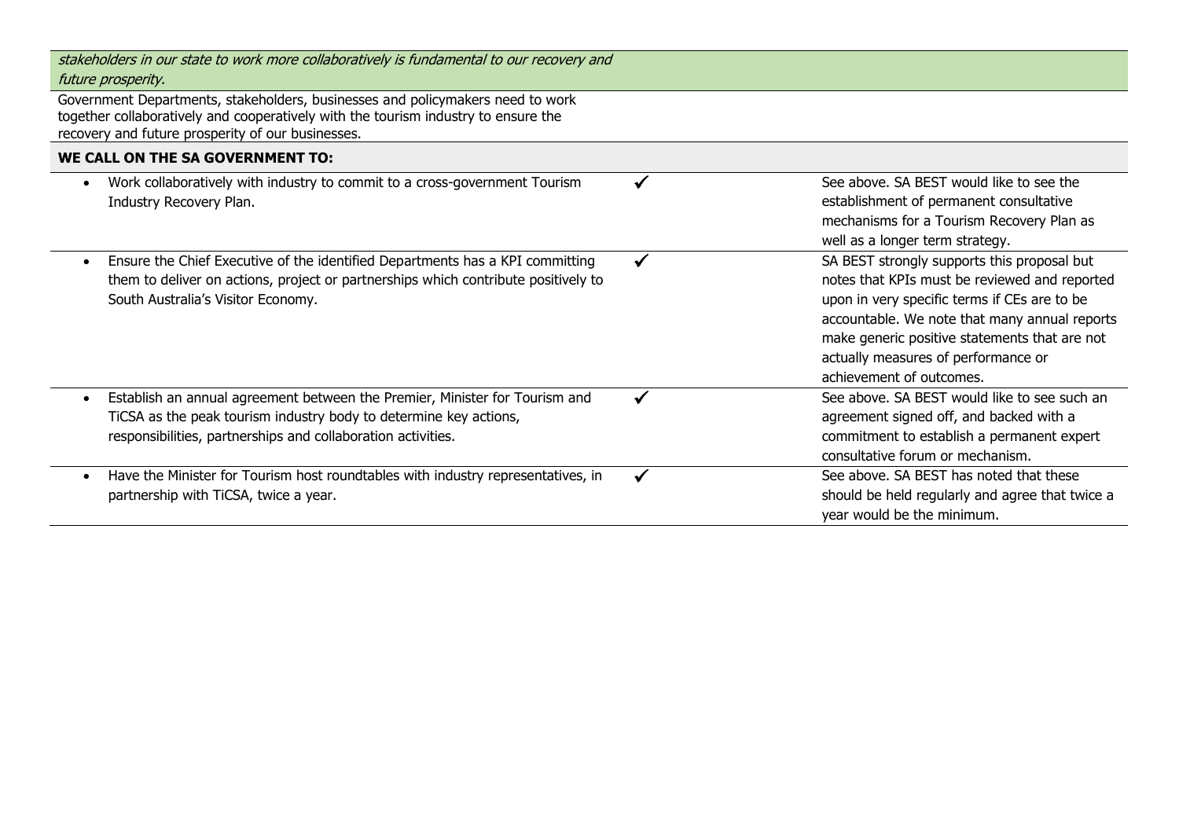| | | |
|---|---|---|
| *stakeholders in our state to work more collaboratively is fundamental to our recovery and future prosperity.* | | |
| Government Departments, stakeholders, businesses and policymakers need to work together collaboratively and cooperatively with the tourism industry to ensure the recovery and future prosperity of our businesses. | | |
| **WE CALL ON THE SA GOVERNMENT TO:** | | |
| • Work collaboratively with industry to commit to a cross-government Tourism Industry Recovery Plan. | ✓ | See above. SA BEST would like to see the establishment of permanent consultative mechanisms for a Tourism Recovery Plan as well as a longer term strategy. |
| • Ensure the Chief Executive of the identified Departments has a KPI committing them to deliver on actions, project or partnerships which contribute positively to South Australia's Visitor Economy. | ✓ | SA BEST strongly supports this proposal but notes that KPIs must be reviewed and reported upon in very specific terms if CEs are to be accountable. We note that many annual reports make generic positive statements that are not actually measures of performance or achievement of outcomes. |
| • Establish an annual agreement between the Premier, Minister for Tourism and TiCSA as the peak tourism industry body to determine key actions, responsibilities, partnerships and collaboration activities. | ✓ | See above. SA BEST would like to see such an agreement signed off, and backed with a commitment to establish a permanent expert consultative forum or mechanism. |
| • Have the Minister for Tourism host roundtables with industry representatives, in partnership with TiCSA, twice a year. | ✓ | See above. SA BEST has noted that these should be held regularly and agree that twice a year would be the minimum. |